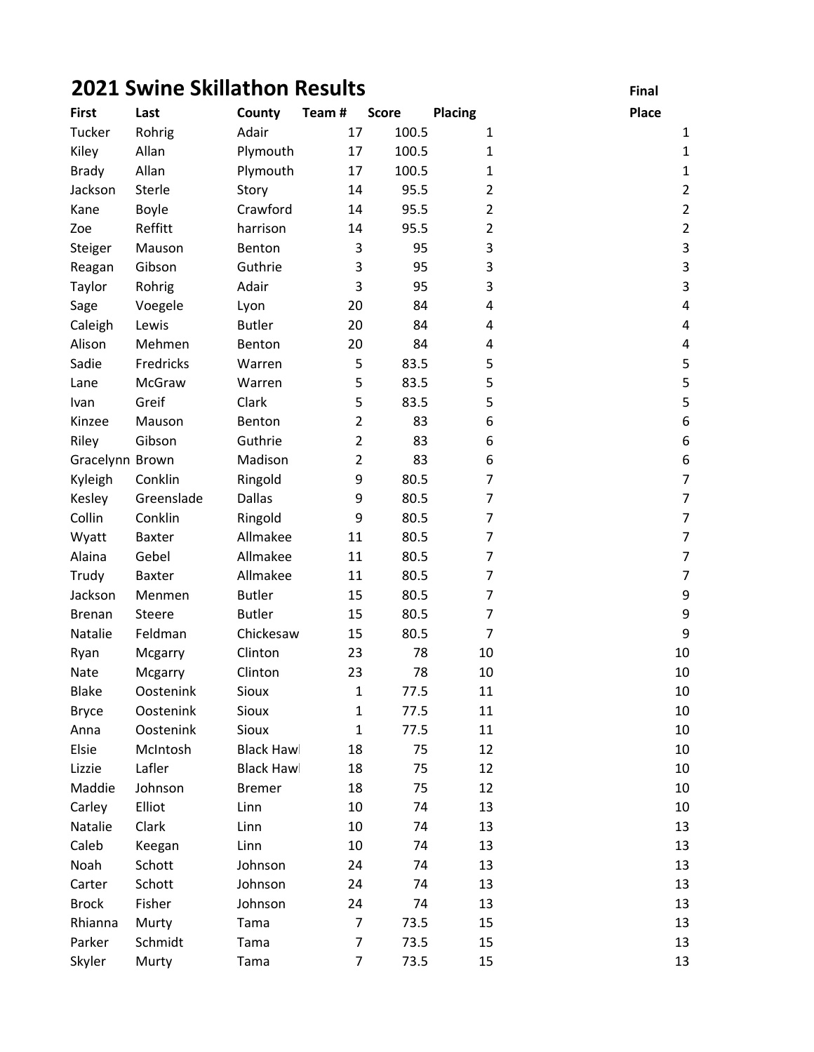# 2021 Swine Skillathon Results

| First | Last | County | Team # | Score | Placing | Final Place |
|---|---|---|---|---|---|---|
| Tucker | Rohrig | Adair | 17 | 100.5 | 1 | 1 |
| Kiley | Allan | Plymouth | 17 | 100.5 | 1 | 1 |
| Brady | Allan | Plymouth | 17 | 100.5 | 1 | 1 |
| Jackson | Sterle | Story | 14 | 95.5 | 2 | 2 |
| Kane | Boyle | Crawford | 14 | 95.5 | 2 | 2 |
| Zoe | Reffitt | harrison | 14 | 95.5 | 2 | 2 |
| Steiger | Mauson | Benton | 3 | 95 | 3 | 3 |
| Reagan | Gibson | Guthrie | 3 | 95 | 3 | 3 |
| Taylor | Rohrig | Adair | 3 | 95 | 3 | 3 |
| Sage | Voegele | Lyon | 20 | 84 | 4 | 4 |
| Caleigh | Lewis | Butler | 20 | 84 | 4 | 4 |
| Alison | Mehmen | Benton | 20 | 84 | 4 | 4 |
| Sadie | Fredricks | Warren | 5 | 83.5 | 5 | 5 |
| Lane | McGraw | Warren | 5 | 83.5 | 5 | 5 |
| Ivan | Greif | Clark | 5 | 83.5 | 5 | 5 |
| Kinzee | Mauson | Benton | 2 | 83 | 6 | 6 |
| Riley | Gibson | Guthrie | 2 | 83 | 6 | 6 |
| Gracelynn | Brown | Madison | 2 | 83 | 6 | 6 |
| Kyleigh | Conklin | Ringold | 9 | 80.5 | 7 | 7 |
| Kesley | Greenslade | Dallas | 9 | 80.5 | 7 | 7 |
| Collin | Conklin | Ringold | 9 | 80.5 | 7 | 7 |
| Wyatt | Baxter | Allmakee | 11 | 80.5 | 7 | 7 |
| Alaina | Gebel | Allmakee | 11 | 80.5 | 7 | 7 |
| Trudy | Baxter | Allmakee | 11 | 80.5 | 7 | 7 |
| Jackson | Menmen | Butler | 15 | 80.5 | 7 | 9 |
| Brenan | Steere | Butler | 15 | 80.5 | 7 | 9 |
| Natalie | Feldman | Chickesaw | 15 | 80.5 | 7 | 9 |
| Ryan | Mcgarry | Clinton | 23 | 78 | 10 | 10 |
| Nate | Mcgarry | Clinton | 23 | 78 | 10 | 10 |
| Blake | Oostenink | Sioux | 1 | 77.5 | 11 | 10 |
| Bryce | Oostenink | Sioux | 1 | 77.5 | 11 | 10 |
| Anna | Oostenink | Sioux | 1 | 77.5 | 11 | 10 |
| Elsie | McIntosh | Black Hawl | 18 | 75 | 12 | 10 |
| Lizzie | Lafler | Black Hawl | 18 | 75 | 12 | 10 |
| Maddie | Johnson | Bremer | 18 | 75 | 12 | 10 |
| Carley | Elliot | Linn | 10 | 74 | 13 | 10 |
| Natalie | Clark | Linn | 10 | 74 | 13 | 13 |
| Caleb | Keegan | Linn | 10 | 74 | 13 | 13 |
| Noah | Schott | Johnson | 24 | 74 | 13 | 13 |
| Carter | Schott | Johnson | 24 | 74 | 13 | 13 |
| Brock | Fisher | Johnson | 24 | 74 | 13 | 13 |
| Rhianna | Murty | Tama | 7 | 73.5 | 15 | 13 |
| Parker | Schmidt | Tama | 7 | 73.5 | 15 | 13 |
| Skyler | Murty | Tama | 7 | 73.5 | 15 | 13 |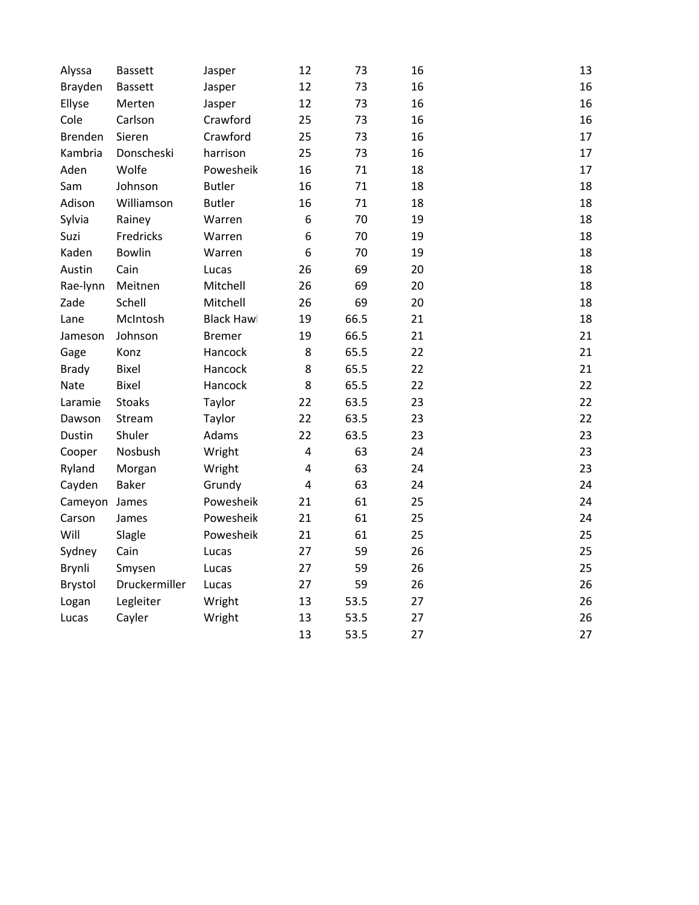| | | | | | | |
|---|---|---|---|---|---|---|
| Alyssa | Bassett | Jasper | 12 | 73 | 16 | 13 |
| Brayden | Bassett | Jasper | 12 | 73 | 16 | 16 |
| Ellyse | Merten | Jasper | 12 | 73 | 16 | 16 |
| Cole | Carlson | Crawford | 25 | 73 | 16 | 16 |
| Brenden | Sieren | Crawford | 25 | 73 | 16 | 17 |
| Kambria | Donscheski | harrison | 25 | 73 | 16 | 17 |
| Aden | Wolfe | Powesheik | 16 | 71 | 18 | 17 |
| Sam | Johnson | Butler | 16 | 71 | 18 | 18 |
| Adison | Williamson | Butler | 16 | 71 | 18 | 18 |
| Sylvia | Rainey | Warren | 6 | 70 | 19 | 18 |
| Suzi | Fredricks | Warren | 6 | 70 | 19 | 18 |
| Kaden | Bowlin | Warren | 6 | 70 | 19 | 18 |
| Austin | Cain | Lucas | 26 | 69 | 20 | 18 |
| Rae-lynn | Meitnen | Mitchell | 26 | 69 | 20 | 18 |
| Zade | Schell | Mitchell | 26 | 69 | 20 | 18 |
| Lane | McIntosh | Black Hawl | 19 | 66.5 | 21 | 18 |
| Jameson | Johnson | Bremer | 19 | 66.5 | 21 | 21 |
| Gage | Konz | Hancock | 8 | 65.5 | 22 | 21 |
| Brady | Bixel | Hancock | 8 | 65.5 | 22 | 21 |
| Nate | Bixel | Hancock | 8 | 65.5 | 22 | 22 |
| Laramie | Stoaks | Taylor | 22 | 63.5 | 23 | 22 |
| Dawson | Stream | Taylor | 22 | 63.5 | 23 | 22 |
| Dustin | Shuler | Adams | 22 | 63.5 | 23 | 23 |
| Cooper | Nosbush | Wright | 4 | 63 | 24 | 23 |
| Ryland | Morgan | Wright | 4 | 63 | 24 | 23 |
| Cayden | Baker | Grundy | 4 | 63 | 24 | 24 |
| Cameyon | James | Powesheik | 21 | 61 | 25 | 24 |
| Carson | James | Powesheik | 21 | 61 | 25 | 24 |
| Will | Slagle | Powesheik | 21 | 61 | 25 | 25 |
| Sydney | Cain | Lucas | 27 | 59 | 26 | 25 |
| Brynli | Smysen | Lucas | 27 | 59 | 26 | 25 |
| Brystol | Druckermiller | Lucas | 27 | 59 | 26 | 26 |
| Logan | Legleiter | Wright | 13 | 53.5 | 27 | 26 |
| Lucas | Cayler | Wright | 13 | 53.5 | 27 | 26 |
| | | | 13 | 53.5 | 27 | 27 |